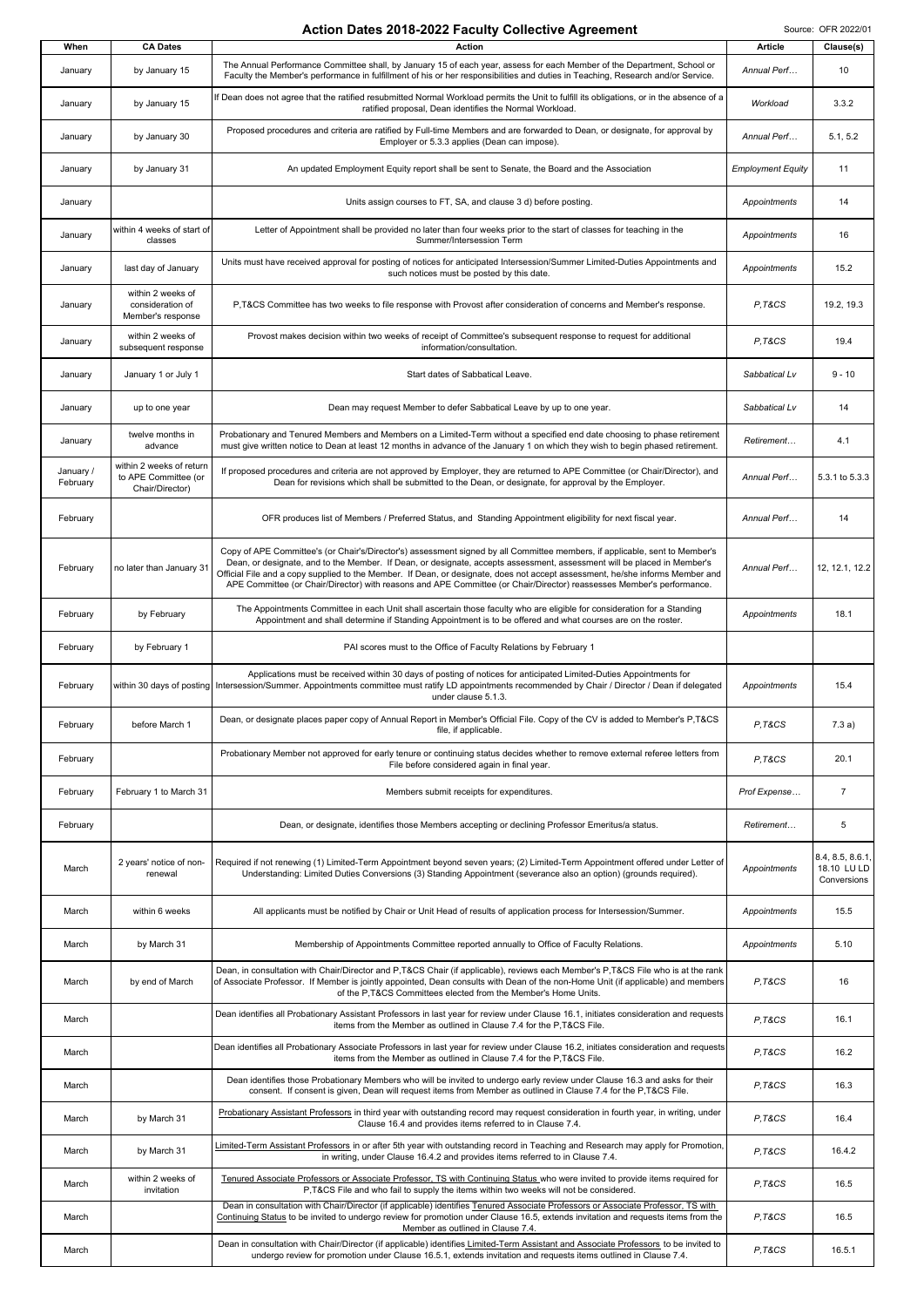# Action Dates 2018-2022 Faculty Collective Agreement

Source: OFR 2022/01

| When | CA Dates | Action | Article | Clause(s) |
|---|---|---|---|---|
| January | by January 15 | The Annual Performance Committee shall, by January 15 of each year, assess for each Member of the Department, School or Faculty the Member's performance in fulfillment of his or her responsibilities and duties in Teaching, Research and/or Service. | *Annual Perf…* | 10 |
| January | by January 15 | If Dean does not agree that the ratified resubmitted Normal Workload permits the Unit to fulfill its obligations, or in the absence of a ratified proposal, Dean identifies the Normal Workload. | *Workload* | 3.3.2 |
| January | by January 30 | Proposed procedures and criteria are ratified by Full-time Members and are forwarded to Dean, or designate, for approval by Employer or 5.3.3 applies (Dean can impose). | *Annual Perf…* | 5.1, 5.2 |
| January | by January 31 | An updated Employment Equity report shall be sent to Senate, the Board and the Association | *Employment Equity* | 11 |
| January | | Units assign courses to FT, SA, and clause 3 d) before posting. | *Appointments* | 14 |
| January | within 4 weeks of start of classes | Letter of Appointment shall be provided no later than four weeks prior to the start of classes for teaching in the Summer/Intersession Term | *Appointments* | 16 |
| January | last day of January | Units must have received approval for posting of notices for anticipated Intersession/Summer Limited-Duties Appointments and such notices must be posted by this date. | *Appointments* | 15.2 |
| January | within 2 weeks of consideration of Member's response | P,T&CS Committee has two weeks to file response with Provost after consideration of concerns and Member's response. | *P,T&CS* | 19.2, 19.3 |
| January | within 2 weeks of subsequent response | Provost makes decision within two weeks of receipt of Committee's subsequent response to request for additional information/consultation. | *P,T&CS* | 19.4 |
| January | January 1 or July 1 | Start dates of Sabbatical Leave. | *Sabbatical Lv* | 9 - 10 |
| January | up to one year | Dean may request Member to defer Sabbatical Leave by up to one year. | *Sabbatical Lv* | 14 |
| January | twelve months in advance | Probationary and Tenured Members and Members on a Limited-Term without a specified end date choosing to phase retirement must give written notice to Dean at least 12 months in advance of the January 1 on which they wish to begin phased retirement. | *Retirement…* | 4.1 |
| January / February | within 2 weeks of return to APE Committee (or Chair/Director) | If proposed procedures and criteria are not approved by Employer, they are returned to APE Committee (or Chair/Director), and Dean for revisions which shall be submitted to the Dean, or designate, for approval by the Employer. | *Annual Perf…* | 5.3.1 to 5.3.3 |
| February | | OFR produces list of Members / Preferred Status, and Standing Appointment eligibility for next fiscal year. | *Annual Perf…* | 14 |
| February | no later than January 31 | Copy of APE Committee's (or Chair's/Director's) assessment signed by all Committee members, if applicable, sent to Member's Dean, or designate, and to the Member. If Dean, or designate, accepts assessment, assessment will be placed in Member's Official File and a copy supplied to the Member. If Dean, or designate, does not accept assessment, he/she informs Member and APE Committee (or Chair/Director) with reasons and APE Committee (or Chair/Director) reassesses Member's performance. | *Annual Perf…* | 12, 12.1, 12.2 |
| February | by February | The Appointments Committee in each Unit shall ascertain those faculty who are eligible for consideration for a Standing Appointment and shall determine if Standing Appointment is to be offered and what courses are on the roster. | *Appointments* | 18.1 |
| February | by February 1 | PAI scores must to the Office of Faculty Relations by February 1 | | |
| February | within 30 days of posting | Applications must be received within 30 days of posting of notices for anticipated Limited-Duties Appointments for Intersession/Summer. Appointments committee must ratify LD appointments recommended by Chair / Director / Dean if delegated under clause 5.1.3. | *Appointments* | 15.4 |
| February | before March 1 | Dean, or designate places paper copy of Annual Report in Member's Official File. Copy of the CV is added to Member's P,T&CS file, if applicable. | *P,T&CS* | 7.3 a) |
| February | | Probationary Member not approved for early tenure or continuing status decides whether to remove external referee letters from File before considered again in final year. | *P,T&CS* | 20.1 |
| February | February 1 to March 31 | Members submit receipts for expenditures. | *Prof Expense…* | 7 |
| February | | Dean, or designate, identifies those Members accepting or declining Professor Emeritus/a status. | *Retirement…* | 5 |
| March | 2 years' notice of non-renewal | Required if not renewing (1) Limited-Term Appointment beyond seven years; (2) Limited-Term Appointment offered under Letter of Understanding: Limited Duties Conversions (3) Standing Appointment (severance also an option) (grounds required). | *Appointments* | 8.4, 8.5, 8.6.1, 18.10 LU LD Conversions |
| March | within 6 weeks | All applicants must be notified by Chair or Unit Head of results of application process for Intersession/Summer. | *Appointments* | 15.5 |
| March | by March 31 | Membership of Appointments Committee reported annually to Office of Faculty Relations. | *Appointments* | 5.10 |
| March | by end of March | Dean, in consultation with Chair/Director and P,T&CS Chair (if applicable), reviews each Member's P,T&CS File who is at the rank of Associate Professor. If Member is jointly appointed, Dean consults with Dean of the non-Home Unit (if applicable) and members of the P,T&CS Committees elected from the Member's Home Units. | *P,T&CS* | 16 |
| March | | Dean identifies all Probationary Assistant Professors in last year for review under Clause 16.1, initiates consideration and requests items from the Member as outlined in Clause 7.4 for the P,T&CS File. | *P,T&CS* | 16.1 |
| March | | Dean identifies all Probationary Associate Professors in last year for review under Clause 16.2, initiates consideration and requests items from the Member as outlined in Clause 7.4 for the P,T&CS File. | *P,T&CS* | 16.2 |
| March | | Dean identifies those Probationary Members who will be invited to undergo early review under Clause 16.3 and asks for their consent. If consent is given, Dean will request items from Member as outlined in Clause 7.4 for the P,T&CS File. | *P,T&CS* | 16.3 |
| March | by March 31 | Probationary Assistant Professors in third year with outstanding record may request consideration in fourth year, in writing, under Clause 16.4 and provides items referred to in Clause 7.4. | *P,T&CS* | 16.4 |
| March | by March 31 | Limited-Term Assistant Professors in or after 5th year with outstanding record in Teaching and Research may apply for Promotion, in writing, under Clause 16.4.2 and provides items referred to in Clause 7.4. | *P,T&CS* | 16.4.2 |
| March | within 2 weeks of invitation | Tenured Associate Professors or Associate Professor, TS with Continuing Status who were invited to provide items required for P,T&CS File and who fail to supply the items within two weeks will not be considered. | *P,T&CS* | 16.5 |
| March | | Dean in consultation with Chair/Director (if applicable) identifies Tenured Associate Professors or Associate Professor, TS with Continuing Status to be invited to undergo review for promotion under Clause 16.5, extends invitation and requests items from the Member as outlined in Clause 7.4. | *P,T&CS* | 16.5 |
| March | | Dean in consultation with Chair/Director (if applicable) identifies Limited-Term Assistant and Associate Professors to be invited to undergo review for promotion under Clause 16.5.1, extends invitation and requests items outlined in Clause 7.4. | *P,T&CS* | 16.5.1 |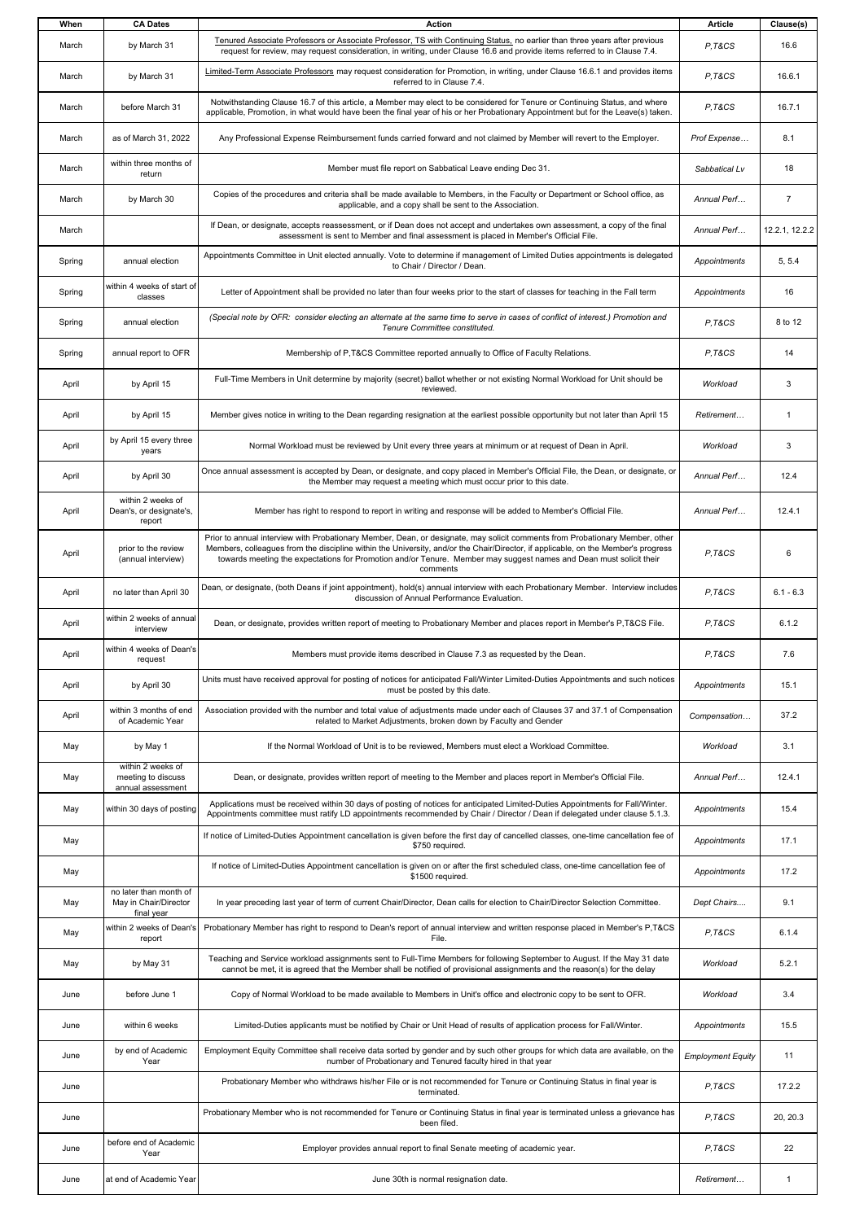| When | CA Dates | Action | Article | Clause(s) |
|---|---|---|---|---|
| March | by March 31 | Tenured Associate Professors or Associate Professor, TS with Continuing Status, no earlier than three years after previous request for review, may request consideration, in writing, under Clause 16.6 and provide items referred to in Clause 7.4. | P,T&CS | 16.6 |
| March | by March 31 | Limited-Term Associate Professors may request consideration for Promotion, in writing, under Clause 16.6.1 and provides items referred to in Clause 7.4. | P,T&CS | 16.6.1 |
| March | before March 31 | Notwithstanding Clause 16.7 of this article, a Member may elect to be considered for Tenure or Continuing Status, and where applicable, Promotion, in what would have been the final year of his or her Probationary Appointment but for the Leave(s) taken. | P,T&CS | 16.7.1 |
| March | as of March 31, 2022 | Any Professional Expense Reimbursement funds carried forward and not claimed by Member will revert to the Employer. | Prof Expense… | 8.1 |
| March | within three months of return | Member must file report on Sabbatical Leave ending Dec 31. | Sabbatical Lv | 18 |
| March | by March 30 | Copies of the procedures and criteria shall be made available to Members, in the Faculty or Department or School office, as applicable, and a copy shall be sent to the Association. | Annual Perf… | 7 |
| March | | If Dean, or designate, accepts reassessment, or if Dean does not accept and undertakes own assessment, a copy of the final assessment is sent to Member and final assessment is placed in Member's Official File. | Annual Perf… | 12.2.1, 12.2.2 |
| Spring | annual election | Appointments Committee in Unit elected annually. Vote to determine if management of Limited Duties appointments is delegated to Chair / Director / Dean. | Appointments | 5, 5.4 |
| Spring | within 4 weeks of start of classes | Letter of Appointment shall be provided no later than four weeks prior to the start of classes for teaching in the Fall term | Appointments | 16 |
| Spring | annual election | *(Special note by OFR: consider electing an alternate at the same time to serve in cases of conflict of interest.) Promotion and Tenure Committee constituted.* | P,T&CS | 8 to 12 |
| Spring | annual report to OFR | Membership of P,T&CS Committee reported annually to Office of Faculty Relations. | P,T&CS | 14 |
| April | by April 15 | Full-Time Members in Unit determine by majority (secret) ballot whether or not existing Normal Workload for Unit should be reviewed. | Workload | 3 |
| April | by April 15 | Member gives notice in writing to the Dean regarding resignation at the earliest possible opportunity but not later than April 15 | Retirement… | 1 |
| April | by April 15 every three years | Normal Workload must be reviewed by Unit every three years at minimum or at request of Dean in April. | Workload | 3 |
| April | by April 30 | Once annual assessment is accepted by Dean, or designate, and copy placed in Member's Official File, the Dean, or designate, or the Member may request a meeting which must occur prior to this date. | Annual Perf… | 12.4 |
| April | within 2 weeks of Dean's, or designate's, report | Member has right to respond to report in writing and response will be added to Member's Official File. | Annual Perf… | 12.4.1 |
| April | prior to the review (annual interview) | Prior to annual interview with Probationary Member, Dean, or designate, may solicit comments from Probationary Member, other Members, colleagues from the discipline within the University, and/or the Chair/Director, if applicable, on the Member's progress towards meeting the expectations for Promotion and/or Tenure. Member may suggest names and Dean must solicit their comments | P,T&CS | 6 |
| April | no later than April 30 | Dean, or designate, (both Deans if joint appointment), hold(s) annual interview with each Probationary Member. Interview includes discussion of Annual Performance Evaluation. | P,T&CS | 6.1 - 6.3 |
| April | within 2 weeks of annual interview | Dean, or designate, provides written report of meeting to Probationary Member and places report in Member's P,T&CS File. | P,T&CS | 6.1.2 |
| April | within 4 weeks of Dean's request | Members must provide items described in Clause 7.3 as requested by the Dean. | P,T&CS | 7.6 |
| April | by April 30 | Units must have received approval for posting of notices for anticipated Fall/Winter Limited-Duties Appointments and such notices must be posted by this date. | Appointments | 15.1 |
| April | within 3 months of end of Academic Year | Association provided with the number and total value of adjustments made under each of Clauses 37 and 37.1 of Compensation related to Market Adjustments, broken down by Faculty and Gender | Compensation… | 37.2 |
| May | by May 1 | If the Normal Workload of Unit is to be reviewed, Members must elect a Workload Committee. | Workload | 3.1 |
| May | within 2 weeks of meeting to discuss annual assessment | Dean, or designate, provides written report of meeting to the Member and places report in Member's Official File. | Annual Perf… | 12.4.1 |
| May | within 30 days of posting | Applications must be received within 30 days of posting of notices for anticipated Limited-Duties Appointments for Fall/Winter. Appointments committee must ratify LD appointments recommended by Chair / Director / Dean if delegated under clause 5.1.3. | Appointments | 15.4 |
| May | | If notice of Limited-Duties Appointment cancellation is given before the first day of cancelled classes, one-time cancellation fee of $750 required. | Appointments | 17.1 |
| May | | If notice of Limited-Duties Appointment cancellation is given on or after the first scheduled class, one-time cancellation fee of $1500 required. | Appointments | 17.2 |
| May | no later than month of May in Chair/Director final year | In year preceding last year of term of current Chair/Director, Dean calls for election to Chair/Director Selection Committee. | Dept Chairs…. | 9.1 |
| May | within 2 weeks of Dean's report | Probationary Member has right to respond to Dean's report of annual interview and written response placed in Member's P,T&CS File. | P,T&CS | 6.1.4 |
| May | by May 31 | Teaching and Service workload assignments sent to Full-Time Members for following September to August. If the May 31 date cannot be met, it is agreed that the Member shall be notified of provisional assignments and the reason(s) for the delay | Workload | 5.2.1 |
| June | before June 1 | Copy of Normal Workload to be made available to Members in Unit's office and electronic copy to be sent to OFR. | Workload | 3.4 |
| June | within 6 weeks | Limited-Duties applicants must be notified by Chair or Unit Head of results of application process for Fall/Winter. | Appointments | 15.5 |
| June | by end of Academic Year | Employment Equity Committee shall receive data sorted by gender and by such other groups for which data are available, on the number of Probationary and Tenured faculty hired in that year | Employment Equity | 11 |
| June | | Probationary Member who withdraws his/her File or is not recommended for Tenure or Continuing Status in final year is terminated. | P,T&CS | 17.2.2 |
| June | | Probationary Member who is not recommended for Tenure or Continuing Status in final year is terminated unless a grievance has been filed. | P,T&CS | 20, 20.3 |
| June | before end of Academic Year | Employer provides annual report to final Senate meeting of academic year. | P,T&CS | 22 |
| June | at end of Academic Year | June 30th is normal resignation date. | Retirement… | 1 |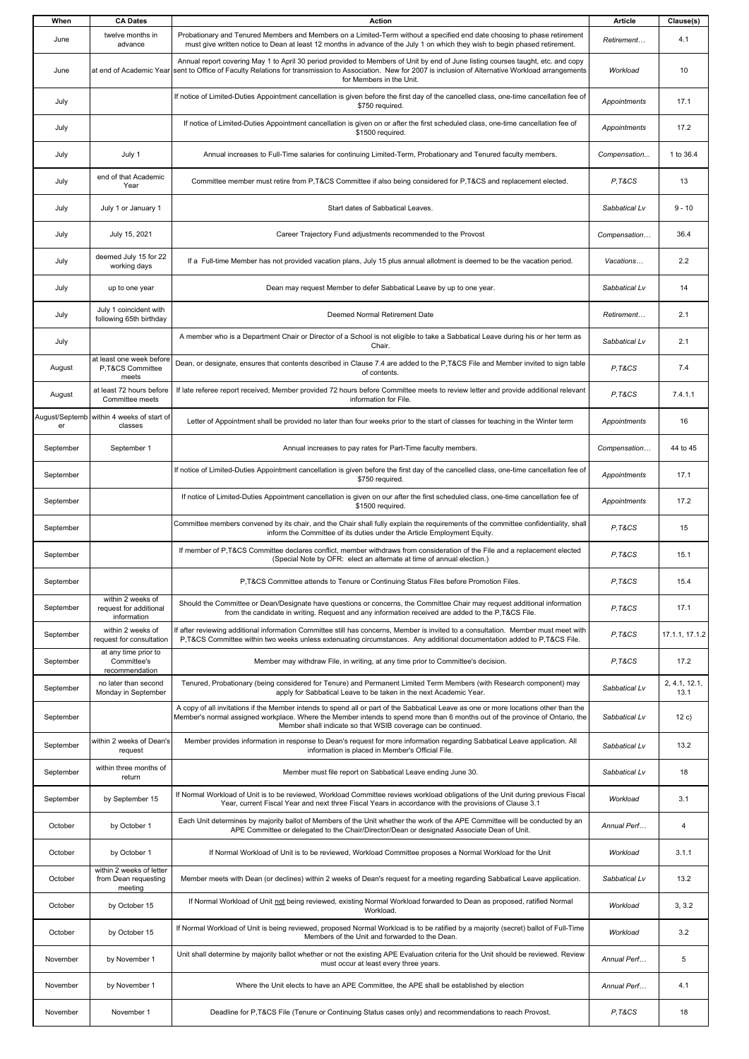| When | CA Dates | Action | Article | Clause(s) |
|---|---|---|---|---|
| June | twelve months in advance | Probationary and Tenured Members and Members on a Limited-Term without a specified end date choosing to phase retirement must give written notice to Dean at least 12 months in advance of the July 1 on which they wish to begin phased retirement. | Retirement… | 4.1 |
| June | at end of Academic Year | Annual report covering May 1 to April 30 period provided to Members of Unit by end of June listing courses taught, etc. and copy sent to Office of Faculty Relations for transmission to Association. New for 2007 is inclusion of Alternative Workload arrangements for Members in the Unit. | Workload | 10 |
| July | | If notice of Limited-Duties Appointment cancellation is given before the first day of the cancelled class, one-time cancellation fee of $750 required. | Appointments | 17.1 |
| July | | If notice of Limited-Duties Appointment cancellation is given on or after the first scheduled class, one-time cancellation fee of $1500 required. | Appointments | 17.2 |
| July | July 1 | Annual increases to Full-Time salaries for continuing Limited-Term, Probationary and Tenured faculty members. | Compensation… | 1 to 36.4 |
| July | end of that Academic Year | Committee member must retire from P,T&CS Committee if also being considered for P,T&CS and replacement elected. | P,T&CS | 13 |
| July | July 1 or January 1 | Start dates of Sabbatical Leaves. | Sabbatical Lv | 9 - 10 |
| July | July 15, 2021 | Career Trajectory Fund adjustments recommended to the Provost | Compensation… | 36.4 |
| July | deemed July 15 for 22 working days | If a Full-time Member has not provided vacation plans, July 15 plus annual allotment is deemed to be the vacation period. | Vacations… | 2.2 |
| July | up to one year | Dean may request Member to defer Sabbatical Leave by up to one year. | Sabbatical Lv | 14 |
| July | July 1 coincident with following 65th birthday | Deemed Normal Retirement Date | Retirement… | 2.1 |
| July | | A member who is a Department Chair or Director of a School is not eligible to take a Sabbatical Leave during his or her term as Chair. | Sabbatical Lv | 2.1 |
| August | at least one week before P,T&CS Committee meets | Dean, or designate, ensures that contents described in Clause 7.4 are added to the P,T&CS File and Member invited to sign table of contents. | P,T&CS | 7.4 |
| August | at least 72 hours before Committee meets | If late referee report received, Member provided 72 hours before Committee meets to review letter and provide additional relevant information for File. | P,T&CS | 7.4.1.1 |
| August/September | within 4 weeks of start of classes | Letter of Appointment shall be provided no later than four weeks prior to the start of classes for teaching in the Winter term | Appointments | 16 |
| September | September 1 | Annual increases to pay rates for Part-Time faculty members. | Compensation… | 44 to 45 |
| September | | If notice of Limited-Duties Appointment cancellation is given before the first day of the cancelled class, one-time cancellation fee of $750 required. | Appointments | 17.1 |
| September | | If notice of Limited-Duties Appointment cancellation is given on our after the first scheduled class, one-time cancellation fee of $1500 required. | Appointments | 17.2 |
| September | | Committee members convened by its chair, and the Chair shall fully explain the requirements of the committee confidentiality, shall inform the Committee of its duties under the Article Employment Equity. | P,T&CS | 15 |
| September | | If member of P,T&CS Committee declares conflict, member withdraws from consideration of the File and a replacement elected (Special Note by OFR: elect an alternate at time of annual election.) | P,T&CS | 15.1 |
| September | | P,T&CS Committee attends to Tenure or Continuing Status Files before Promotion Files. | P,T&CS | 15.4 |
| September | within 2 weeks of request for additional information | Should the Committee or Dean/Designate have questions or concerns, the Committee Chair may request additional information from the candidate in writing. Request and any information received are added to the P,T&CS File. | P,T&CS | 17.1 |
| September | within 2 weeks of request for consultation | If after reviewing additional information Committee still has concerns, Member is invited to a consultation. Member must meet with P,T&CS Committee within two weeks unless extenuating circumstances. Any additional documentation added to P,T&CS File. | P,T&CS | 17.1.1, 17.1.2 |
| September | at any time prior to Committee's recommendation | Member may withdraw File, in writing, at any time prior to Committee's decision. | P,T&CS | 17.2 |
| September | no later than second Monday in September | Tenured, Probationary (being considered for Tenure) and Permanent Limited Term Members (with Research component) may apply for Sabbatical Leave to be taken in the next Academic Year. | Sabbatical Lv | 2, 4.1, 12.1, 13.1 |
| September | | A copy of all invitations if the Member intends to spend all or part of the Sabbatical Leave as one or more locations other than the Member's normal assigned workplace. Where the Member intends to spend more than 6 months out of the province of Ontario, the Member shall indicate so that WSIB coverage can be continued. | Sabbatical Lv | 12 c) |
| September | within 2 weeks of Dean's request | Member provides information in response to Dean's request for more information regarding Sabbatical Leave application. All information is placed in Member's Official File. | Sabbatical Lv | 13.2 |
| September | within three months of return | Member must file report on Sabbatical Leave ending June 30. | Sabbatical Lv | 18 |
| September | by September 15 | If Normal Workload of Unit is to be reviewed, Workload Committee reviews workload obligations of the Unit during previous Fiscal Year, current Fiscal Year and next three Fiscal Years in accordance with the provisions of Clause 3.1 | Workload | 3.1 |
| October | by October 1 | Each Unit determines by majority ballot of Members of the Unit whether the work of the APE Committee will be conducted by an APE Committee or delegated to the Chair/Director/Dean or designated Associate Dean of Unit. | Annual Perf… | 4 |
| October | by October 1 | If Normal Workload of Unit is to be reviewed, Workload Committee proposes a Normal Workload for the Unit | Workload | 3.1.1 |
| October | within 2 weeks of letter from Dean requesting meeting | Member meets with Dean (or declines) within 2 weeks of Dean's request for a meeting regarding Sabbatical Leave application. | Sabbatical Lv | 13.2 |
| October | by October 15 | If Normal Workload of Unit not being reviewed, existing Normal Workload forwarded to Dean as proposed, ratified Normal Workload. | Workload | 3, 3.2 |
| October | by October 15 | If Normal Workload of Unit is being reviewed, proposed Normal Workload is to be ratified by a majority (secret) ballot of Full-Time Members of the Unit and forwarded to the Dean. | Workload | 3.2 |
| November | by November 1 | Unit shall determine by majority ballot whether or not the existing APE Evaluation criteria for the Unit should be reviewed. Review must occur at least every three years. | Annual Perf… | 5 |
| November | by November 1 | Where the Unit elects to have an APE Committee, the APE shall be established by election | Annual Perf… | 4.1 |
| November | November 1 | Deadline for P,T&CS File (Tenure or Continuing Status cases only) and recommendations to reach Provost. | P,T&CS | 18 |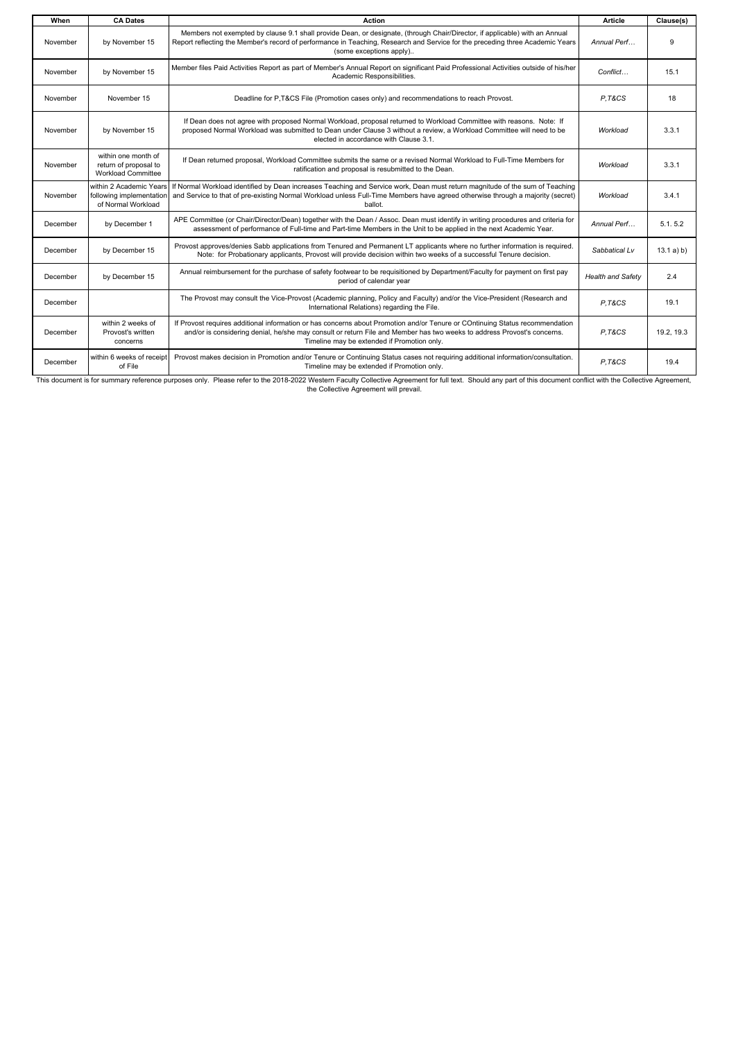| When | CA Dates | Action | Article | Clause(s) |
|---|---|---|---|---|
| November | by November 15 | Members not exempted by clause 9.1 shall provide Dean, or designate, (through Chair/Director, if applicable) with an Annual Report reflecting the Member's record of performance in Teaching, Research and Service for the preceding three Academic Years (some exceptions apply).. | *Annual Perf…* | 9 |
| November | by November 15 | Member files Paid Activities Report as part of Member's Annual Report on significant Paid Professional Activities outside of his/her Academic Responsibilities. | *Conflict…* | 15.1 |
| November | November 15 | Deadline for P,T&CS File (Promotion cases only) and recommendations to reach Provost. | *P,T&CS* | 18 |
| November | by November 15 | If Dean does not agree with proposed Normal Workload, proposal returned to Workload Committee with reasons. Note: If proposed Normal Workload was submitted to Dean under Clause 3 without a review, a Workload Committee will need to be elected in accordance with Clause 3.1. | *Workload* | 3.3.1 |
| November | within one month of return of proposal to Workload Committee | If Dean returned proposal, Workload Committee submits the same or a revised Normal Workload to Full-Time Members for ratification and proposal is resubmitted to the Dean. | *Workload* | 3.3.1 |
| November | within 2 Academic Years following implementation of Normal Workload | If Normal Workload identified by Dean increases Teaching and Service work, Dean must return magnitude of the sum of Teaching and Service to that of pre-existing Normal Workload unless Full-Time Members have agreed otherwise through a majority (secret) ballot. | *Workload* | 3.4.1 |
| December | by December 1 | APE Committee (or Chair/Director/Dean) together with the Dean / Assoc. Dean must identify in writing procedures and criteria for assessment of performance of Full-time and Part-time Members in the Unit to be applied in the next Academic Year. | *Annual Perf…* | 5.1. 5.2 |
| December | by December 15 | Provost approves/denies Sabb applications from Tenured and Permanent LT applicants where no further information is required. Note: for Probationary applicants, Provost will provide decision within two weeks of a successful Tenure decision. | *Sabbatical Lv* | 13.1 a) b) |
| December | by December 15 | Annual reimbursement for the purchase of safety footwear to be requisitioned by Department/Faculty for payment on first pay period of calendar year | *Health and Safety* | 2.4 |
| December | | The Provost may consult the Vice-Provost (Academic planning, Policy and Faculty) and/or the Vice-President (Research and International Relations) regarding the File. | *P,T&CS* | 19.1 |
| December | within 2 weeks of Provost's written concerns | If Provost requires additional information or has concerns about Promotion and/or Tenure or COntinuing Status recommendation and/or is considering denial, he/she may consult or return File and Member has two weeks to address Provost's concerns. Timeline may be extended if Promotion only. | *P,T&CS* | 19.2, 19.3 |
| December | within 6 weeks of receipt of File | Provost makes decision in Promotion and/or Tenure or Continuing Status cases not requiring additional information/consultation. Timeline may be extended if Promotion only. | *P,T&CS* | 19.4 |

This document is for summary reference purposes only. Please refer to the 2018-2022 Western Faculty Collective Agreement for full text. Should any part of this document conflict with the Collective Agreement, the Collective Agreement will prevail.